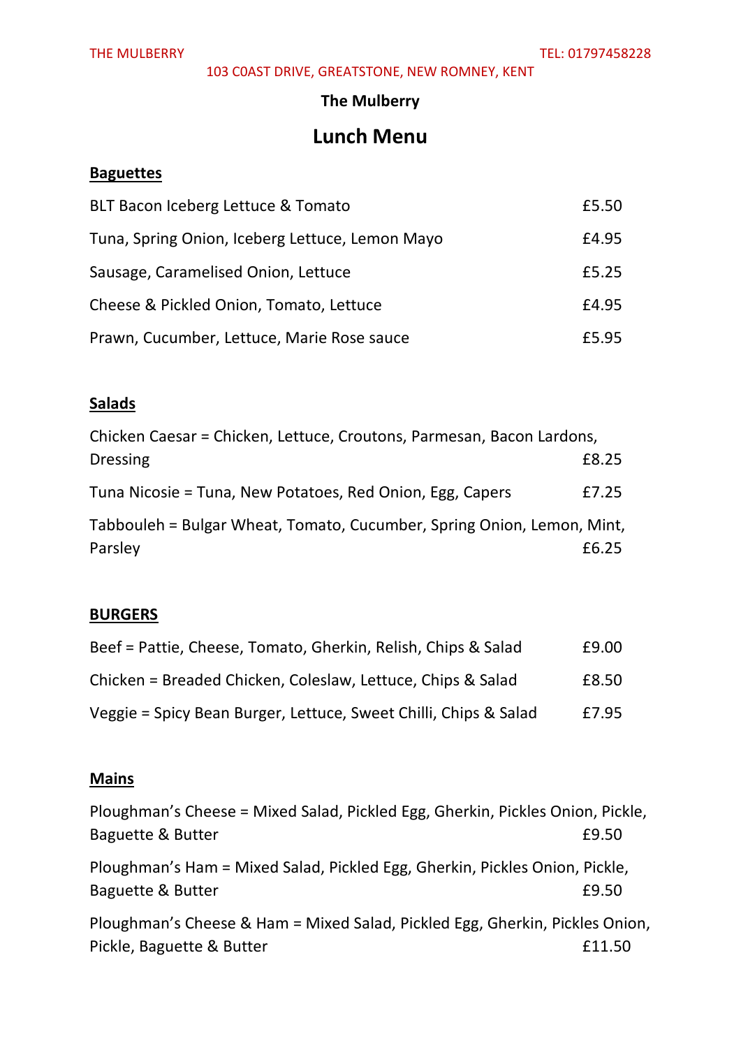THE MULLBERRY

THE MULBERRY TEL: 01797458228

103 C0AST DRIVE, GREATSTONE, NEW ROMNEY, KENT

**The Mulberry**

# Lunch Menu

## Baguettes

| | |
|---|---|
| BLT Bacon Iceberg Lettuce & Tomato | £5.50 |
| Tuna, Spring Onion, Iceberg Lettuce, Lemon Mayo | £4.95 |
| Sausage, Caramelised Onion, Lettuce | £5.25 |
| Cheese & Pickled Onion, Tomato, Lettuce | £4.95 |
| Prawn, Cucumber, Lettuce, Marie Rose sauce | £5.95 |

## Salads

| | |
|---|---|
| Chicken Caesar = Chicken, Lettuce, Croutons, Parmesan, Bacon Lardons, Dressing | £8.25 |
| Tuna Nicosie = Tuna, New Potatoes, Red Onion, Egg, Capers | £7.25 |
| Tabbouleh = Bulgar Wheat, Tomato, Cucumber, Spring Onion, Lemon, Mint, Parsley | £6.25 |

## BURGERS

| | |
|---|---|
| Beef = Pattie, Cheese, Tomato, Gherkin, Relish, Chips & Salad | £9.00 |
| Chicken = Breaded Chicken, Coleslaw, Lettuce, Chips & Salad | £8.50 |
| Veggie = Spicy Bean Burger, Lettuce, Sweet Chilli, Chips & Salad | £7.95 |

## Mains

| | |
|---|---|
| Ploughman's Cheese = Mixed Salad, Pickled Egg, Gherkin, Pickles Onion, Pickle, Baguette & Butter | £9.50 |
| Ploughman's Ham = Mixed Salad, Pickled Egg, Gherkin, Pickles Onion, Pickle, Baguette & Butter | £9.50 |
| Ploughman's Cheese & Ham = Mixed Salad, Pickled Egg, Gherkin, Pickles Onion, Pickle, Baguette & Butter | £11.50 |

THE MULBERRY TEL: 01797458228

103 C0AST DRIVE, GREATSTONE, NEW ROMNEY, KENT

**The Mulberry**

# Lunch Menu

## Baguettes

| | |
|---|---|
| BLT Bacon Iceberg Lettuce & Tomato | £5.50 |
| Tuna, Spring Onion, Iceberg Lettuce, Lemon Mayo | £4.95 |
| Sausage, Caramelised Onion, Lettuce | £5.25 |
| Cheese & Pickled Onion, Tomato, Lettuce | £4.95 |
| Prawn, Cucumber, Lettuce, Marie Rose sauce | £5.95 |

## Salads

| | |
|---|---|
| Chicken Caesar = Chicken, Lettuce, Croutons, Parmesan, Bacon Lardons, Dressing | £8.25 |
| Tuna Nicosie = Tuna, New Potatoes, Red Onion, Egg, Capers | £7.25 |
| Tabbouleh = Bulgar Wheat, Tomato, Cucumber, Spring Onion, Lemon, Mint, Parsley | £6.25 |

## BURGERS

| | |
|---|---|
| Beef = Pattie, Cheese, Tomato, Gherkin, Relish, Chips & Salad | £9.00 |
| Chicken = Breaded Chicken, Coleslaw, Lettuce, Chips & Salad | £8.50 |
| Veggie = Spicy Bean Burger, Lettuce, Sweet Chilli, Chips & Salad | £7.95 |

## Mains

| | |
|---|---|
| Ploughman's Cheese = Mixed Salad, Pickled Egg, Gherkin, Pickles Onion, Pickle, Baguette & Butter | £9.50 |
| Ploughman's Ham = Mixed Salad, Pickled Egg, Gherkin, Pickles Onion, Pickle, Baguette & Butter | £9.50 |
| Ploughman's Cheese & Ham = Mixed Salad, Pickled Egg, Gherkin, Pickles Onion, Pickle, Baguette & Butter | £11.50 |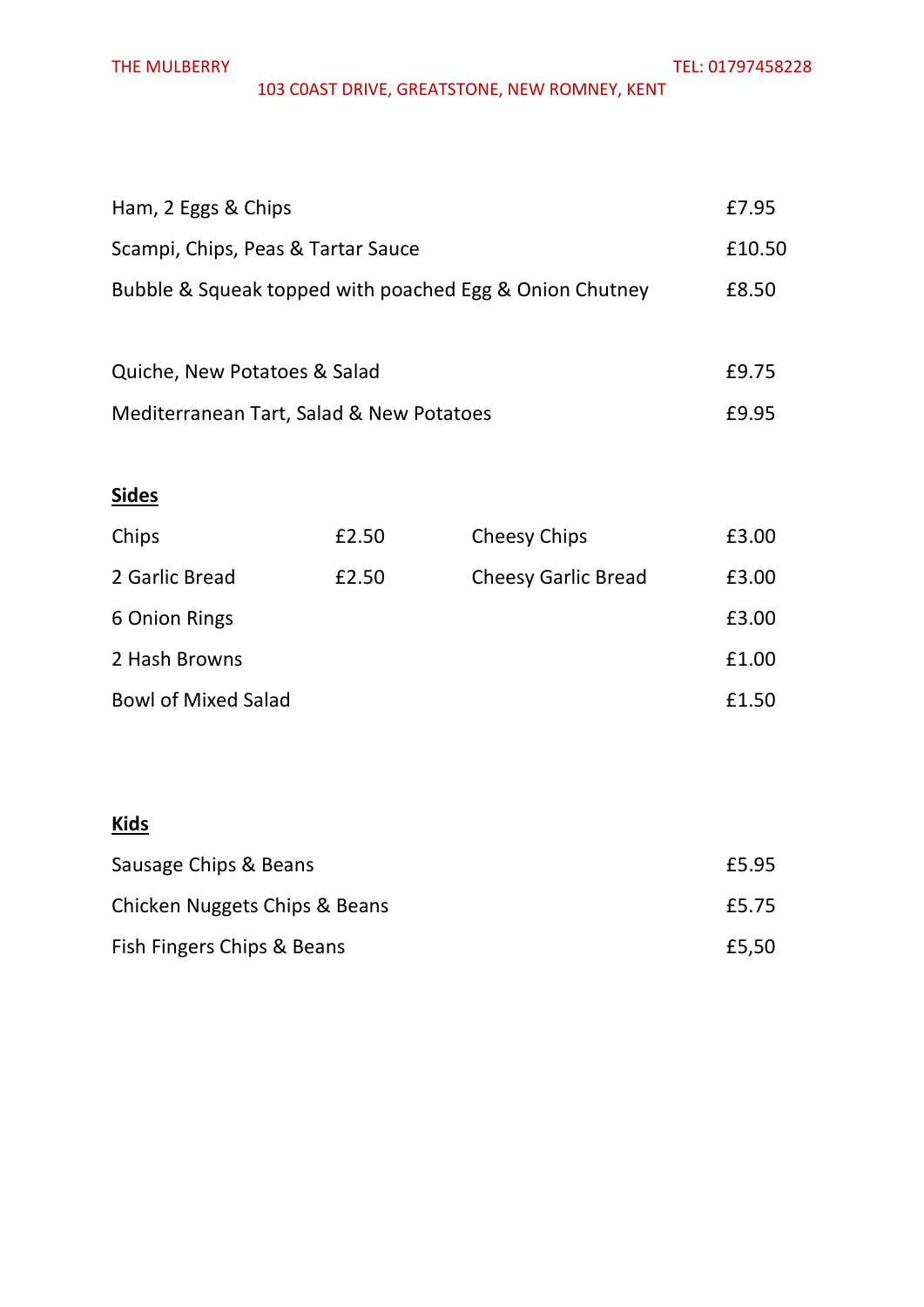| | |
|---|---|
| Ham, 2 Eggs & Chips | £7.95 |
| Scampi, Chips, Peas & Tartar Sauce | £10.50 |
| Bubble & Squeak topped with poached Egg & Onion Chutney | £8.50 |
| | |
| Quiche, New Potatoes & Salad | £9.75 |
| Mediterranean Tart, Salad & New Potatoes | £9.95 |

**Sides**

| | | | |
|---|---|---|---|
| Chips | £2.50 | Cheesy Chips | £3.00 |
| 2 Garlic Bread | £2.50 | Cheesy Garlic Bread | £3.00 |
| 6 Onion Rings | | | £3.00 |
| 2 Hash Browns | | | £1.00 |
| Bowl of Mixed Salad | | | £1.50 |

**Kids**

| | |
|---|---|
| Sausage Chips & Beans | £5.95 |
| Chicken Nuggets Chips & Beans | £5.75 |
| Fish Fingers Chips & Beans | £5,50 |